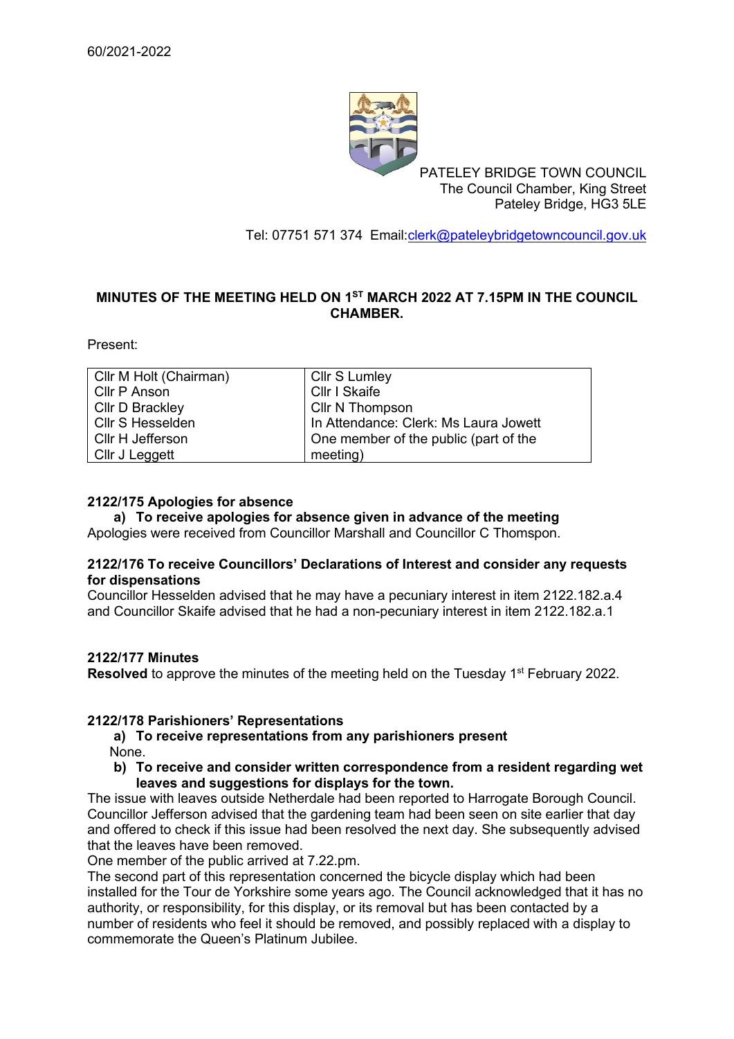60/2021-2022

PATELEY BRIDGE TOWN COUNCIL
The Council Chamber, King Street
Pateley Bridge, HG3 5LE

Tel: 07751 571 374 Email:clerk@pateleybridgetowncouncil.gov.uk

**MINUTES OF THE MEETING HELD ON 1ST MARCH 2022 AT 7.15PM IN THE COUNCIL CHAMBER.**

Present:

| | |
|---|---|
| Cllr M Holt (Chairman) | Cllr S Lumley |
| Cllr P Anson | Cllr I Skaife |
| Cllr D Brackley | Cllr N Thompson |
| Cllr S Hesselden | In Attendance: Clerk: Ms Laura Jowett |
| Cllr H Jefferson | One member of the public (part of the meeting) |
| Cllr J Leggett | |

**2122/175 Apologies for absence**

**a) To receive apologies for absence given in advance of the meeting**

Apologies were received from Councillor Marshall and Councillor C Thomspon.

**2122/176 To receive Councillors' Declarations of Interest and consider any requests for dispensations**

Councillor Hesselden advised that he may have a pecuniary interest in item 2122.182.a.4 and Councillor Skaife advised that he had a non-pecuniary interest in item 2122.182.a.1

**2122/177 Minutes**

**Resolved** to approve the minutes of the meeting held on the Tuesday 1st February 2022.

**2122/178 Parishioners' Representations**

**a) To receive representations from any parishioners present**

None.

**b) To receive and consider written correspondence from a resident regarding wet leaves and suggestions for displays for the town.**

The issue with leaves outside Netherdale had been reported to Harrogate Borough Council. Councillor Jefferson advised that the gardening team had been seen on site earlier that day and offered to check if this issue had been resolved the next day. She subsequently advised that the leaves have been removed.

One member of the public arrived at 7.22.pm.

The second part of this representation concerned the bicycle display which had been installed for the Tour de Yorkshire some years ago. The Council acknowledged that it has no authority, or responsibility, for this display, or its removal but has been contacted by a number of residents who feel it should be removed, and possibly replaced with a display to commemorate the Queen's Platinum Jubilee.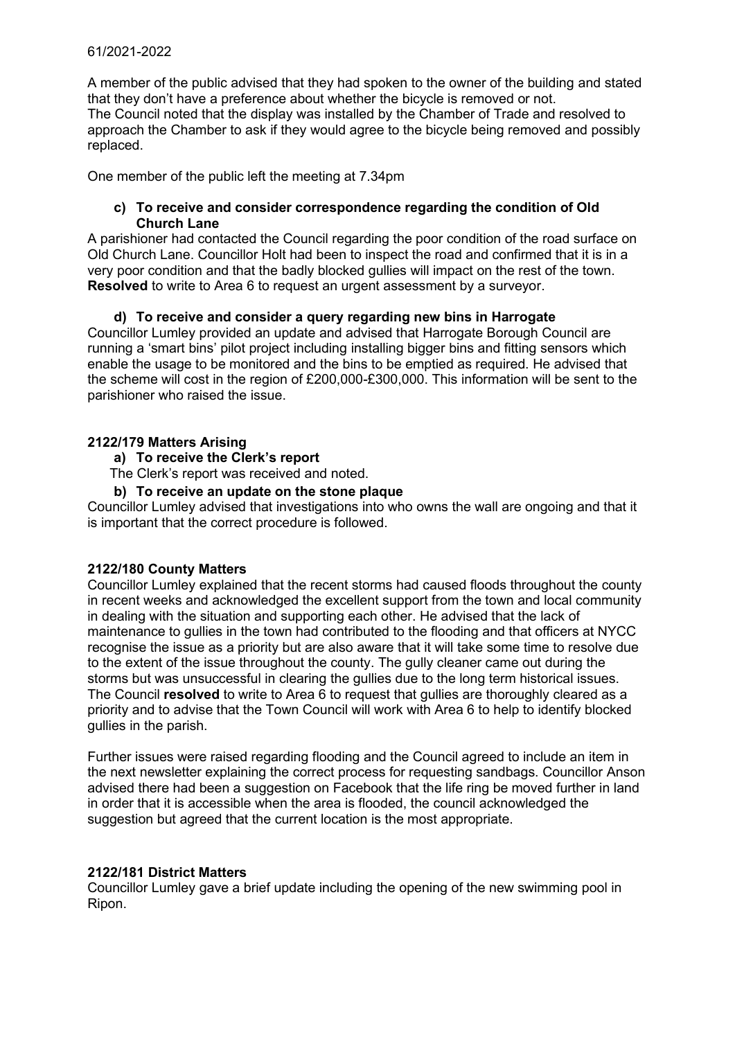A member of the public advised that they had spoken to the owner of the building and stated that they don't have a preference about whether the bicycle is removed or not.
The Council noted that the display was installed by the Chamber of Trade and resolved to approach the Chamber to ask if they would agree to the bicycle being removed and possibly replaced.

One member of the public left the meeting at 7.34pm

**c) To receive and consider correspondence regarding the condition of Old Church Lane**

A parishioner had contacted the Council regarding the poor condition of the road surface on Old Church Lane. Councillor Holt had been to inspect the road and confirmed that it is in a very poor condition and that the badly blocked gullies will impact on the rest of the town.
**Resolved** to write to Area 6 to request an urgent assessment by a surveyor.

**d) To receive and consider a query regarding new bins in Harrogate**

Councillor Lumley provided an update and advised that Harrogate Borough Council are running a 'smart bins' pilot project including installing bigger bins and fitting sensors which enable the usage to be monitored and the bins to be emptied as required. He advised that the scheme will cost in the region of £200,000-£300,000. This information will be sent to the parishioner who raised the issue.

## 2122/179 Matters Arising

**a) To receive the Clerk's report**

The Clerk's report was received and noted.

**b) To receive an update on the stone plaque**

Councillor Lumley advised that investigations into who owns the wall are ongoing and that it is important that the correct procedure is followed.

## 2122/180 County Matters

Councillor Lumley explained that the recent storms had caused floods throughout the county in recent weeks and acknowledged the excellent support from the town and local community in dealing with the situation and supporting each other. He advised that the lack of maintenance to gullies in the town had contributed to the flooding and that officers at NYCC recognise the issue as a priority but are also aware that it will take some time to resolve due to the extent of the issue throughout the county. The gully cleaner came out during the storms but was unsuccessful in clearing the gullies due to the long term historical issues.
The Council **resolved** to write to Area 6 to request that gullies are thoroughly cleared as a priority and to advise that the Town Council will work with Area 6 to help to identify blocked gullies in the parish.

Further issues were raised regarding flooding and the Council agreed to include an item in the next newsletter explaining the correct process for requesting sandbags. Councillor Anson advised there had been a suggestion on Facebook that the life ring be moved further in land in order that it is accessible when the area is flooded, the council acknowledged the suggestion but agreed that the current location is the most appropriate.

## 2122/181 District Matters

Councillor Lumley gave a brief update including the opening of the new swimming pool in Ripon.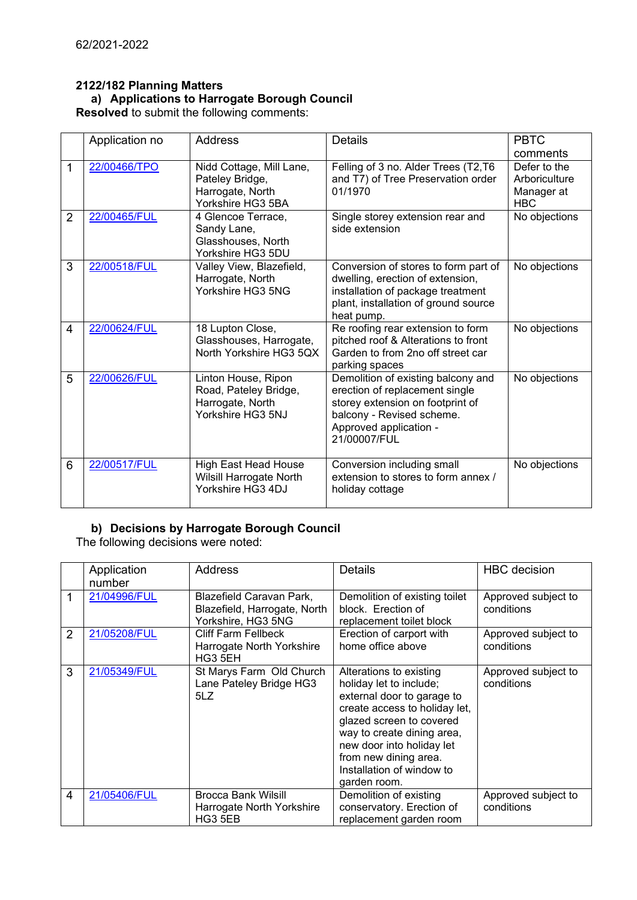62/2021-2022

**2122/182 Planning Matters**

**a) Applications to Harrogate Borough Council**

**Resolved** to submit the following comments:

| | Application no | Address | Details | PBTC comments |
|---|---|---|---|---|
| 1 | 22/00466/TPO | Nidd Cottage, Mill Lane, Pateley Bridge, Harrogate, North Yorkshire HG3 5BA | Felling of 3 no. Alder Trees (T2,T6 and T7) of Tree Preservation order 01/1970 | Defer to the Arboriculture Manager at HBC |
| 2 | 22/00465/FUL | 4 Glencoe Terrace, Sandy Lane, Glasshouses, North Yorkshire HG3 5DU | Single storey extension rear and side extension | No objections |
| 3 | 22/00518/FUL | Valley View, Blazefield, Harrogate, North Yorkshire HG3 5NG | Conversion of stores to form part of dwelling, erection of extension, installation of package treatment plant, installation of ground source heat pump. | No objections |
| 4 | 22/00624/FUL | 18 Lupton Close, Glasshouses, Harrogate, North Yorkshire HG3 5QX | Re roofing rear extension to form pitched roof & Alterations to front Garden to from 2no off street car parking spaces | No objections |
| 5 | 22/00626/FUL | Linton House, Ripon Road, Pateley Bridge, Harrogate, North Yorkshire HG3 5NJ | Demolition of existing balcony and erection of replacement single storey extension on footprint of balcony - Revised scheme. Approved application - 21/00007/FUL | No objections |
| 6 | 22/00517/FUL | High East Head House Wilsill Harrogate North Yorkshire HG3 4DJ | Conversion including small extension to stores to form annex / holiday cottage | No objections |

**b) Decisions by Harrogate Borough Council**

The following decisions were noted:

| | Application number | Address | Details | HBC decision |
|---|---|---|---|---|
| 1 | 21/04996/FUL | Blazefield Caravan Park, Blazefield, Harrogate, North Yorkshire, HG3 5NG | Demolition of existing toilet block. Erection of replacement toilet block | Approved subject to conditions |
| 2 | 21/05208/FUL | Cliff Farm Fellbeck Harrogate North Yorkshire HG3 5EH | Erection of carport with home office above | Approved subject to conditions |
| 3 | 21/05349/FUL | St Marys Farm Old Church Lane Pateley Bridge HG3 5LZ | Alterations to existing holiday let to include; external door to garage to create access to holiday let, glazed screen to covered way to create dining area, new door into holiday let from new dining area. Installation of window to garden room. | Approved subject to conditions |
| 4 | 21/05406/FUL | Brocca Bank Wilsill Harrogate North Yorkshire HG3 5EB | Demolition of existing conservatory. Erection of replacement garden room | Approved subject to conditions |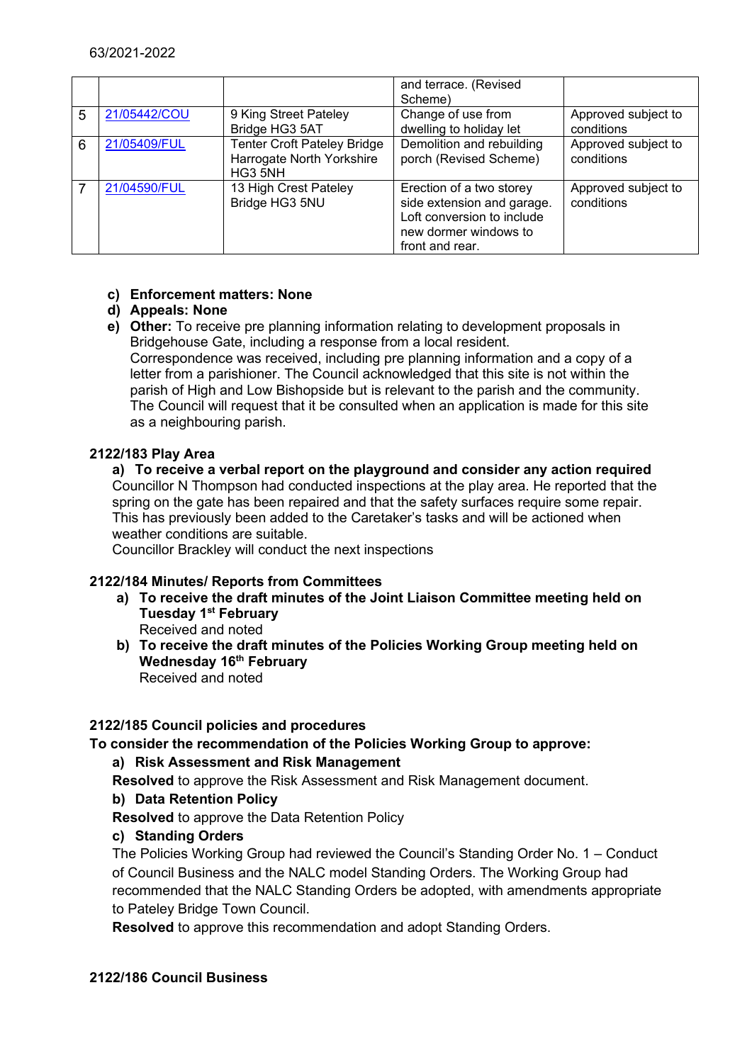| | | | and terrace. (Revised Scheme) | |
|---|---|---|---|---|
| 5 | 21/05442/COU | 9 King Street Pateley Bridge HG3 5AT | Change of use from dwelling to holiday let | Approved subject to conditions |
| 6 | 21/05409/FUL | Tenter Croft Pateley Bridge Harrogate North Yorkshire HG3 5NH | Demolition and rebuilding porch (Revised Scheme) | Approved subject to conditions |
| 7 | 21/04590/FUL | 13 High Crest Pateley Bridge HG3 5NU | Erection of a two storey side extension and garage. Loft conversion to include new dormer windows to front and rear. | Approved subject to conditions |

c) **Enforcement matters: None**

d) **Appeals: None**

e) **Other:** To receive pre planning information relating to development proposals in Bridgehouse Gate, including a response from a local resident.
Correspondence was received, including pre planning information and a copy of a letter from a parishioner. The Council acknowledged that this site is not within the parish of High and Low Bishopside but is relevant to the parish and the community. The Council will request that it be consulted when an application is made for this site as a neighbouring parish.

**2122/183 Play Area**

**a) To receive a verbal report on the playground and consider any action required**

Councillor N Thompson had conducted inspections at the play area. He reported that the spring on the gate has been repaired and that the safety surfaces require some repair. This has previously been added to the Caretaker's tasks and will be actioned when weather conditions are suitable.
Councillor Brackley will conduct the next inspections

**2122/184 Minutes/ Reports from Committees**

a) **To receive the draft minutes of the Joint Liaison Committee meeting held on Tuesday 1st February**
Received and noted

b) **To receive the draft minutes of the Policies Working Group meeting held on Wednesday 16th February**
Received and noted

**2122/185 Council policies and procedures**

**To consider the recommendation of the Policies Working Group to approve:**

**a) Risk Assessment and Risk Management**

**Resolved** to approve the Risk Assessment and Risk Management document.

**b) Data Retention Policy**

**Resolved** to approve the Data Retention Policy

**c) Standing Orders**

The Policies Working Group had reviewed the Council's Standing Order No. 1 – Conduct of Council Business and the NALC model Standing Orders. The Working Group had recommended that the NALC Standing Orders be adopted, with amendments appropriate to Pateley Bridge Town Council.

**Resolved** to approve this recommendation and adopt Standing Orders.

**2122/186 Council Business**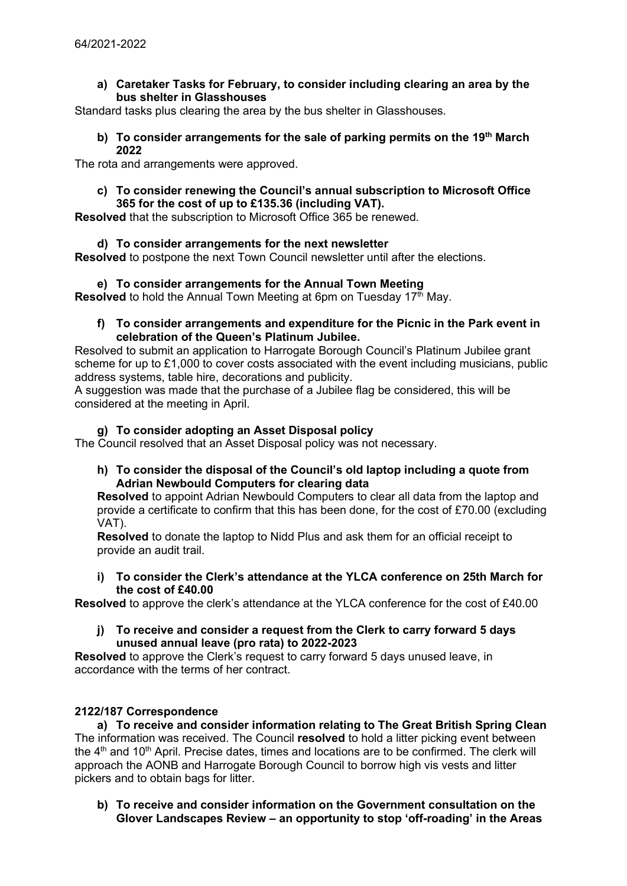64/2021-2022

**a) Caretaker Tasks for February, to consider including clearing an area by the bus shelter in Glasshouses**

Standard tasks plus clearing the area by the bus shelter in Glasshouses.

**b) To consider arrangements for the sale of parking permits on the 19th March 2022**

The rota and arrangements were approved.

**c) To consider renewing the Council's annual subscription to Microsoft Office 365 for the cost of up to £135.36 (including VAT).**

**Resolved** that the subscription to Microsoft Office 365 be renewed.

**d) To consider arrangements for the next newsletter**

**Resolved** to postpone the next Town Council newsletter until after the elections.

**e) To consider arrangements for the Annual Town Meeting**

**Resolved** to hold the Annual Town Meeting at 6pm on Tuesday 17th May.

**f) To consider arrangements and expenditure for the Picnic in the Park event in celebration of the Queen's Platinum Jubilee.**

Resolved to submit an application to Harrogate Borough Council's Platinum Jubilee grant scheme for up to £1,000 to cover costs associated with the event including musicians, public address systems, table hire, decorations and publicity.

A suggestion was made that the purchase of a Jubilee flag be considered, this will be considered at the meeting in April.

**g) To consider adopting an Asset Disposal policy**

The Council resolved that an Asset Disposal policy was not necessary.

**h) To consider the disposal of the Council's old laptop including a quote from Adrian Newbould Computers for clearing data**

**Resolved** to appoint Adrian Newbould Computers to clear all data from the laptop and provide a certificate to confirm that this has been done, for the cost of £70.00 (excluding VAT).

**Resolved** to donate the laptop to Nidd Plus and ask them for an official receipt to provide an audit trail.

**i) To consider the Clerk's attendance at the YLCA conference on 25th March for the cost of £40.00**

**Resolved** to approve the clerk's attendance at the YLCA conference for the cost of £40.00

**j) To receive and consider a request from the Clerk to carry forward 5 days unused annual leave (pro rata) to 2022-2023**

**Resolved** to approve the Clerk's request to carry forward 5 days unused leave, in accordance with the terms of her contract.

**2122/187 Correspondence**

**a) To receive and consider information relating to The Great British Spring Clean**

The information was received. The Council **resolved** to hold a litter picking event between the 4th and 10th April. Precise dates, times and locations are to be confirmed. The clerk will approach the AONB and Harrogate Borough Council to borrow high vis vests and litter pickers and to obtain bags for litter.

**b) To receive and consider information on the Government consultation on the Glover Landscapes Review – an opportunity to stop 'off-roading' in the Areas**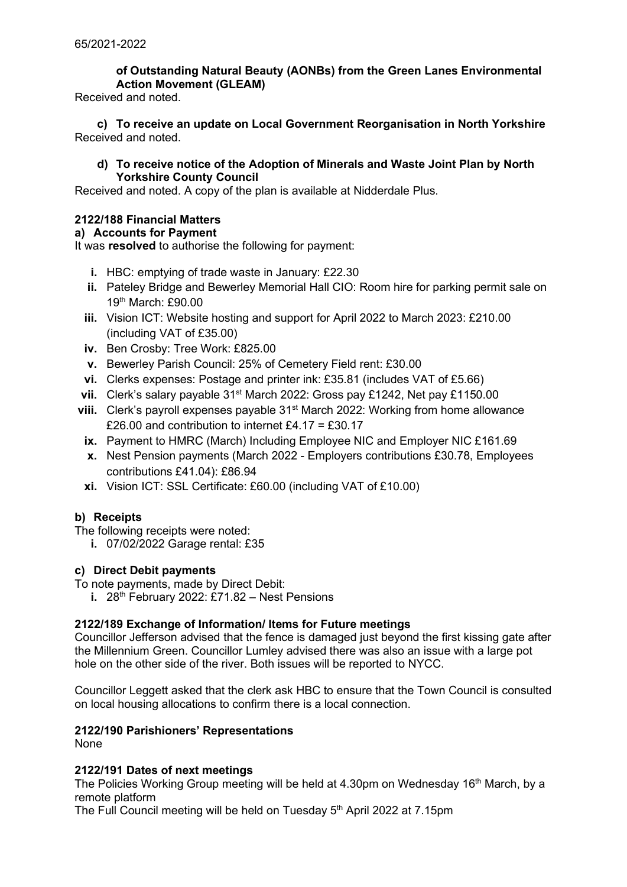65/2021-2022

**of Outstanding Natural Beauty (AONBs) from the Green Lanes Environmental Action Movement (GLEAM)**

Received and noted.

**c) To receive an update on Local Government Reorganisation in North Yorkshire**

Received and noted.

**d) To receive notice of the Adoption of Minerals and Waste Joint Plan by North Yorkshire County Council**

Received and noted. A copy of the plan is available at Nidderdale Plus.

## 2122/188 Financial Matters

**a) Accounts for Payment**

It was **resolved** to authorise the following for payment:

- **i.** HBC: emptying of trade waste in January: £22.30
- **ii.** Pateley Bridge and Bewerley Memorial Hall CIO: Room hire for parking permit sale on 19th March: £90.00
- **iii.** Vision ICT: Website hosting and support for April 2022 to March 2023: £210.00 (including VAT of £35.00)
- **iv.** Ben Crosby: Tree Work: £825.00
- **v.** Bewerley Parish Council: 25% of Cemetery Field rent: £30.00
- **vi.** Clerks expenses: Postage and printer ink: £35.81 (includes VAT of £5.66)
- **vii.** Clerk's salary payable 31st March 2022: Gross pay £1242, Net pay £1150.00
- **viii.** Clerk's payroll expenses payable 31st March 2022: Working from home allowance £26.00 and contribution to internet £4.17 = £30.17
- **ix.** Payment to HMRC (March) Including Employee NIC and Employer NIC £161.69
- **x.** Nest Pension payments (March 2022 - Employers contributions £30.78, Employees contributions £41.04): £86.94
- **xi.** Vision ICT: SSL Certificate: £60.00 (including VAT of £10.00)

**b) Receipts**

The following receipts were noted:

- **i.** 07/02/2022 Garage rental: £35

**c) Direct Debit payments**

To note payments, made by Direct Debit:

- **i.** 28th February 2022: £71.82 – Nest Pensions

## 2122/189 Exchange of Information/ Items for Future meetings

Councillor Jefferson advised that the fence is damaged just beyond the first kissing gate after the Millennium Green. Councillor Lumley advised there was also an issue with a large pot hole on the other side of the river. Both issues will be reported to NYCC.

Councillor Leggett asked that the clerk ask HBC to ensure that the Town Council is consulted on local housing allocations to confirm there is a local connection.

## 2122/190 Parishioners' Representations

None

## 2122/191 Dates of next meetings

The Policies Working Group meeting will be held at 4.30pm on Wednesday 16th March, by a remote platform

The Full Council meeting will be held on Tuesday 5th April 2022 at 7.15pm